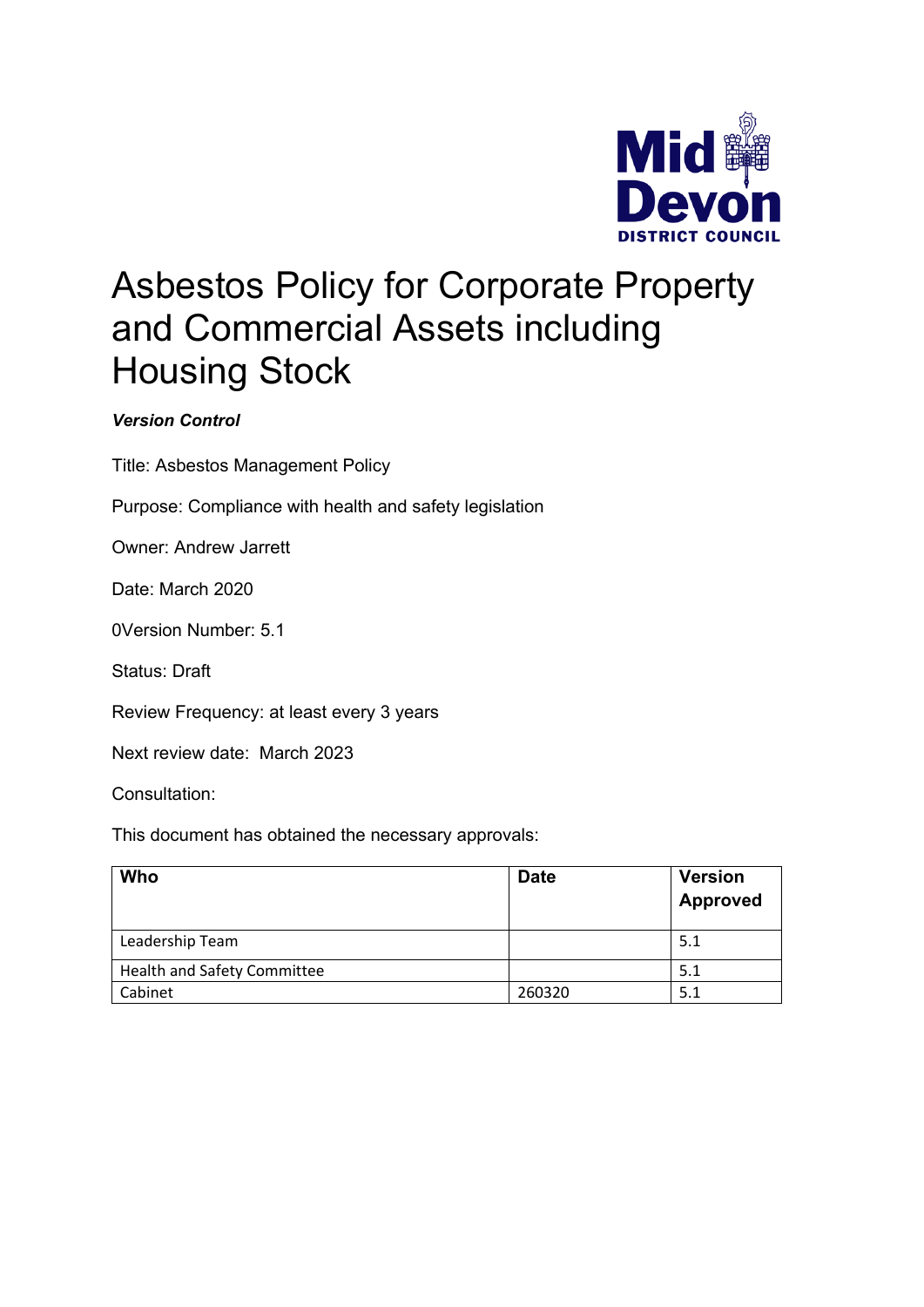Mid Devon DISTRICT COUNCIL

# Asbestos Policy for Corporate Property and Commercial Assets including Housing Stock

***Version Control***

Title: Asbestos Management Policy

Purpose: Compliance with health and safety legislation

Owner: Andrew Jarrett

Date: March 2020

0Version Number: 5.1

Status: Draft

Review Frequency: at least every 3 years

Next review date: March 2023

Consultation:

This document has obtained the necessary approvals:

| Who | Date | Version Approved |
|---|---|---|
| Leadership Team | | 5.1 |
| Health and Safety Committee | | 5.1 |
| Cabinet | 260320 | 5.1 |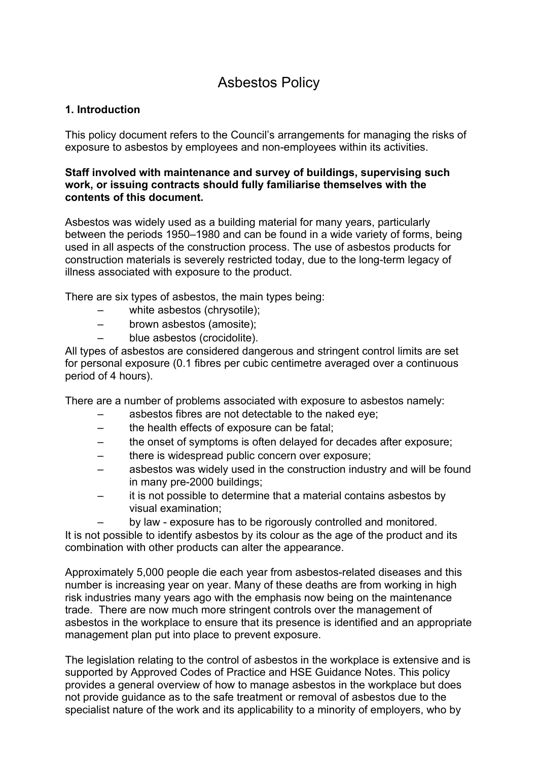# Asbestos Policy

## 1. Introduction

This policy document refers to the Council's arrangements for managing the risks of exposure to asbestos by employees and non-employees within its activities.

**Staff involved with maintenance and survey of buildings, supervising such work, or issuing contracts should fully familiarise themselves with the contents of this document.**

Asbestos was widely used as a building material for many years, particularly between the periods 1950–1980 and can be found in a wide variety of forms, being used in all aspects of the construction process. The use of asbestos products for construction materials is severely restricted today, due to the long-term legacy of illness associated with exposure to the product.

There are six types of asbestos, the main types being:

- white asbestos (chrysotile);
- brown asbestos (amosite);
- blue asbestos (crocidolite).

All types of asbestos are considered dangerous and stringent control limits are set for personal exposure (0.1 fibres per cubic centimetre averaged over a continuous period of 4 hours).

There are a number of problems associated with exposure to asbestos namely:

- asbestos fibres are not detectable to the naked eye;
- the health effects of exposure can be fatal;
- the onset of symptoms is often delayed for decades after exposure;
- there is widespread public concern over exposure;
- asbestos was widely used in the construction industry and will be found in many pre-2000 buildings;
- it is not possible to determine that a material contains asbestos by visual examination;
- by law - exposure has to be rigorously controlled and monitored.

It is not possible to identify asbestos by its colour as the age of the product and its combination with other products can alter the appearance.

Approximately 5,000 people die each year from asbestos-related diseases and this number is increasing year on year. Many of these deaths are from working in high risk industries many years ago with the emphasis now being on the maintenance trade. There are now much more stringent controls over the management of asbestos in the workplace to ensure that its presence is identified and an appropriate management plan put into place to prevent exposure.

The legislation relating to the control of asbestos in the workplace is extensive and is supported by Approved Codes of Practice and HSE Guidance Notes. This policy provides a general overview of how to manage asbestos in the workplace but does not provide guidance as to the safe treatment or removal of asbestos due to the specialist nature of the work and its applicability to a minority of employers, who by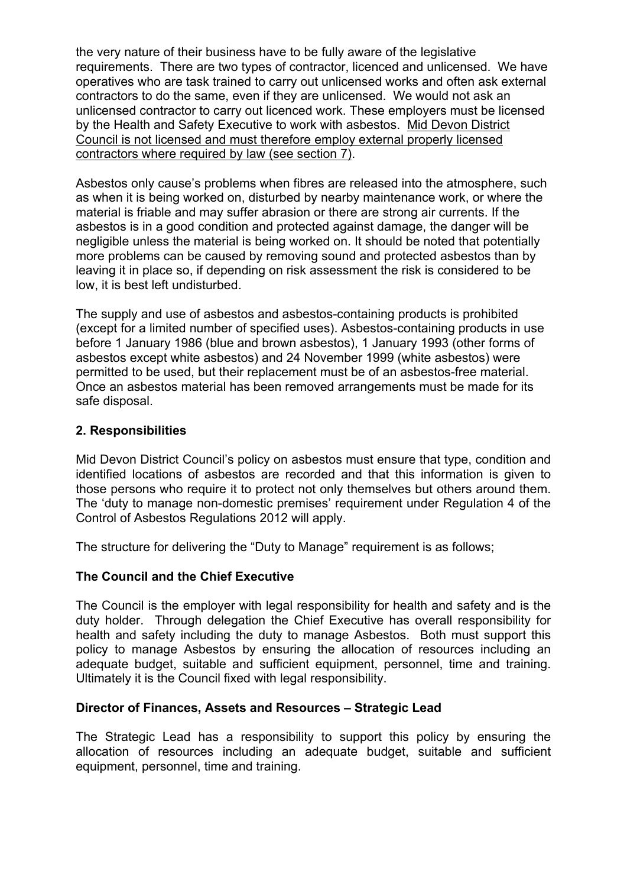the very nature of their business have to be fully aware of the legislative requirements. There are two types of contractor, licenced and unlicensed. We have operatives who are task trained to carry out unlicensed works and often ask external contractors to do the same, even if they are unlicensed. We would not ask an unlicensed contractor to carry out licenced work. These employers must be licensed by the Health and Safety Executive to work with asbestos. <u>Mid Devon District Council is not licensed and must therefore employ external properly licensed contractors where required by law (see section 7)</u>.

Asbestos only cause's problems when fibres are released into the atmosphere, such as when it is being worked on, disturbed by nearby maintenance work, or where the material is friable and may suffer abrasion or there are strong air currents. If the asbestos is in a good condition and protected against damage, the danger will be negligible unless the material is being worked on. It should be noted that potentially more problems can be caused by removing sound and protected asbestos than by leaving it in place so, if depending on risk assessment the risk is considered to be low, it is best left undisturbed.

The supply and use of asbestos and asbestos-containing products is prohibited (except for a limited number of specified uses). Asbestos-containing products in use before 1 January 1986 (blue and brown asbestos), 1 January 1993 (other forms of asbestos except white asbestos) and 24 November 1999 (white asbestos) were permitted to be used, but their replacement must be of an asbestos-free material. Once an asbestos material has been removed arrangements must be made for its safe disposal.

## 2. Responsibilities

Mid Devon District Council's policy on asbestos must ensure that type, condition and identified locations of asbestos are recorded and that this information is given to those persons who require it to protect not only themselves but others around them. The 'duty to manage non-domestic premises' requirement under Regulation 4 of the Control of Asbestos Regulations 2012 will apply.

The structure for delivering the "Duty to Manage" requirement is as follows;

### The Council and the Chief Executive

The Council is the employer with legal responsibility for health and safety and is the duty holder. Through delegation the Chief Executive has overall responsibility for health and safety including the duty to manage Asbestos. Both must support this policy to manage Asbestos by ensuring the allocation of resources including an adequate budget, suitable and sufficient equipment, personnel, time and training. Ultimately it is the Council fixed with legal responsibility.

### Director of Finances, Assets and Resources – Strategic Lead

The Strategic Lead has a responsibility to support this policy by ensuring the allocation of resources including an adequate budget, suitable and sufficient equipment, personnel, time and training.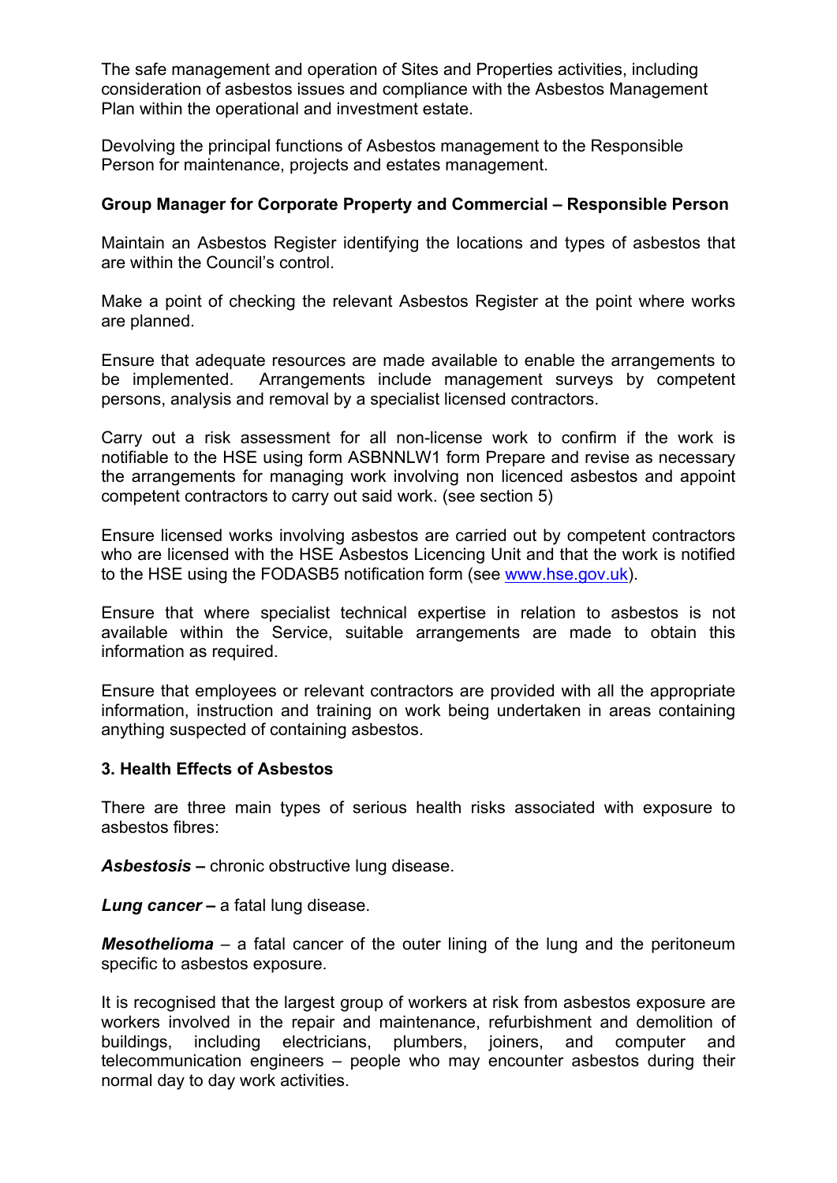The safe management and operation of Sites and Properties activities, including consideration of asbestos issues and compliance with the Asbestos Management Plan within the operational and investment estate.

Devolving the principal functions of Asbestos management to the Responsible Person for maintenance, projects and estates management.

**Group Manager for Corporate Property and Commercial – Responsible Person**

Maintain an Asbestos Register identifying the locations and types of asbestos that are within the Council's control.

Make a point of checking the relevant Asbestos Register at the point where works are planned.

Ensure that adequate resources are made available to enable the arrangements to be implemented. Arrangements include management surveys by competent persons, analysis and removal by a specialist licensed contractors.

Carry out a risk assessment for all non-license work to confirm if the work is notifiable to the HSE using form ASBNNLW1 form Prepare and revise as necessary the arrangements for managing work involving non licenced asbestos and appoint competent contractors to carry out said work. (see section 5)

Ensure licensed works involving asbestos are carried out by competent contractors who are licensed with the HSE Asbestos Licencing Unit and that the work is notified to the HSE using the FODASB5 notification form (see [www.hse.gov.uk](http://www.hse.gov.uk)).

Ensure that where specialist technical expertise in relation to asbestos is not available within the Service, suitable arrangements are made to obtain this information as required.

Ensure that employees or relevant contractors are provided with all the appropriate information, instruction and training on work being undertaken in areas containing anything suspected of containing asbestos.

## 3. Health Effects of Asbestos

There are three main types of serious health risks associated with exposure to asbestos fibres:

***Asbestosis*** **–** chronic obstructive lung disease.

***Lung cancer*** **–** a fatal lung disease.

***Mesothelioma*** – a fatal cancer of the outer lining of the lung and the peritoneum specific to asbestos exposure.

It is recognised that the largest group of workers at risk from asbestos exposure are workers involved in the repair and maintenance, refurbishment and demolition of buildings, including electricians, plumbers, joiners, and computer and telecommunication engineers – people who may encounter asbestos during their normal day to day work activities.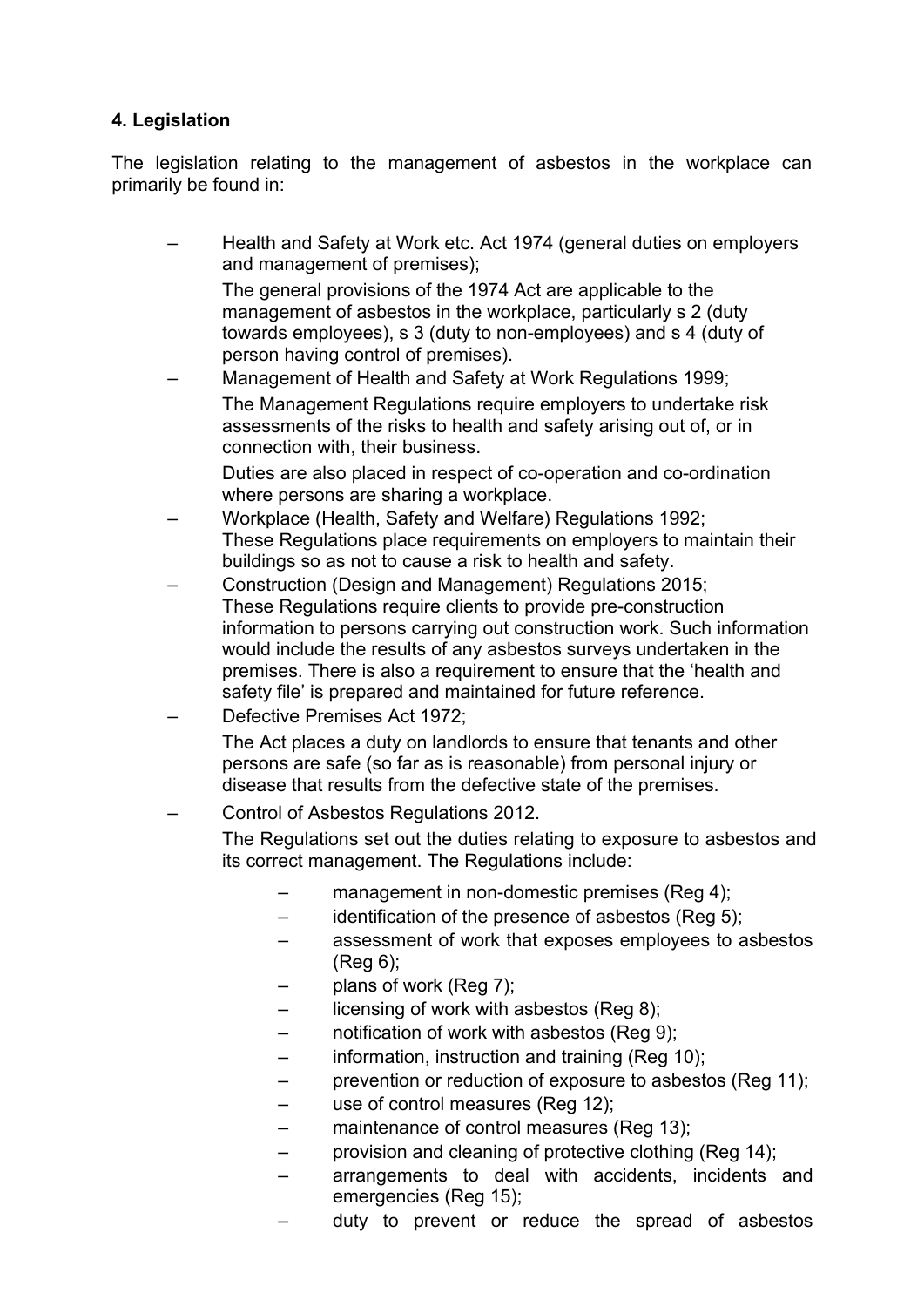**4. Legislation**

The legislation relating to the management of asbestos in the workplace can primarily be found in:

- Health and Safety at Work etc. Act 1974 (general duties on employers and management of premises);

  The general provisions of the 1974 Act are applicable to the management of asbestos in the workplace, particularly s 2 (duty towards employees), s 3 (duty to non-employees) and s 4 (duty of person having control of premises).
- Management of Health and Safety at Work Regulations 1999;

  The Management Regulations require employers to undertake risk assessments of the risks to health and safety arising out of, or in connection with, their business.

  Duties are also placed in respect of co-operation and co-ordination where persons are sharing a workplace.
- Workplace (Health, Safety and Welfare) Regulations 1992;
  These Regulations place requirements on employers to maintain their buildings so as not to cause a risk to health and safety.
- Construction (Design and Management) Regulations 2015;
  These Regulations require clients to provide pre-construction information to persons carrying out construction work. Such information would include the results of any asbestos surveys undertaken in the premises. There is also a requirement to ensure that the 'health and safety file' is prepared and maintained for future reference.
- Defective Premises Act 1972;

  The Act places a duty on landlords to ensure that tenants and other persons are safe (so far as is reasonable) from personal injury or disease that results from the defective state of the premises.
- Control of Asbestos Regulations 2012.

  The Regulations set out the duties relating to exposure to asbestos and its correct management. The Regulations include:

  - management in non-domestic premises (Reg 4);
  - identification of the presence of asbestos (Reg 5);
  - assessment of work that exposes employees to asbestos (Reg 6);
  - plans of work (Reg 7);
  - licensing of work with asbestos (Reg 8);
  - notification of work with asbestos (Reg 9);
  - information, instruction and training (Reg 10);
  - prevention or reduction of exposure to asbestos (Reg 11);
  - use of control measures (Reg 12);
  - maintenance of control measures (Reg 13);
  - provision and cleaning of protective clothing (Reg 14);
  - arrangements to deal with accidents, incidents and emergencies (Reg 15);
  - duty to prevent or reduce the spread of asbestos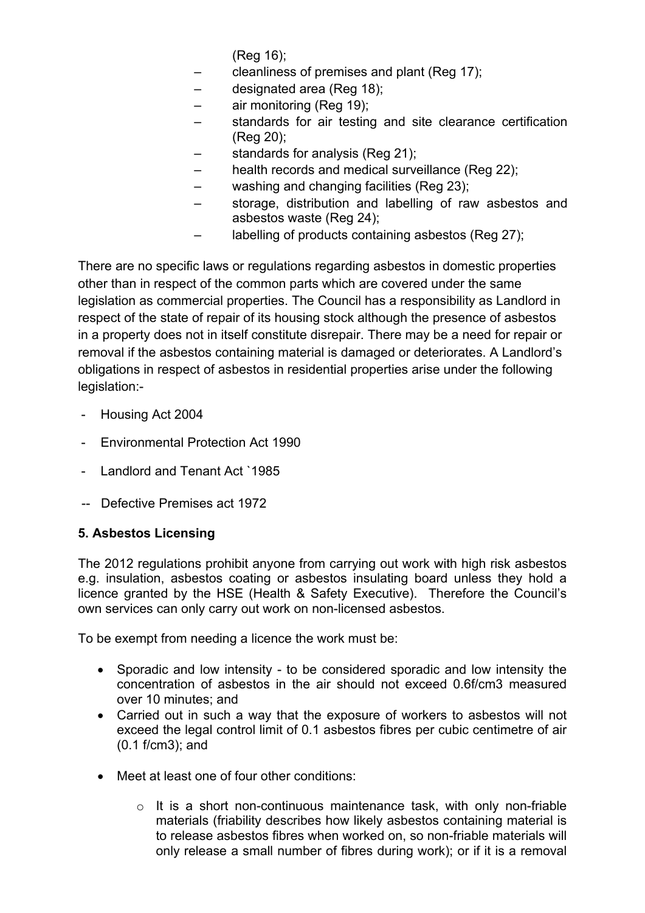(Reg 16);

- – cleanliness of premises and plant (Reg 17);
- – designated area (Reg 18);
- – air monitoring (Reg 19);
- – standards for air testing and site clearance certification (Reg 20);
- – standards for analysis (Reg 21);
- – health records and medical surveillance (Reg 22);
- – washing and changing facilities (Reg 23);
- – storage, distribution and labelling of raw asbestos and asbestos waste (Reg 24);
- – labelling of products containing asbestos (Reg 27);

There are no specific laws or regulations regarding asbestos in domestic properties other than in respect of the common parts which are covered under the same legislation as commercial properties. The Council has a responsibility as Landlord in respect of the state of repair of its housing stock although the presence of asbestos in a property does not in itself constitute disrepair. There may be a need for repair or removal if the asbestos containing material is damaged or deteriorates. A Landlord's obligations in respect of asbestos in residential properties arise under the following legislation:-

- Housing Act 2004
- Environmental Protection Act 1990
- Landlord and Tenant Act `1985
- -- Defective Premises act 1972

**5. Asbestos Licensing**

The 2012 regulations prohibit anyone from carrying out work with high risk asbestos e.g. insulation, asbestos coating or asbestos insulating board unless they hold a licence granted by the HSE (Health & Safety Executive). Therefore the Council's own services can only carry out work on non-licensed asbestos.

To be exempt from needing a licence the work must be:

- Sporadic and low intensity - to be considered sporadic and low intensity the concentration of asbestos in the air should not exceed 0.6f/cm3 measured over 10 minutes; and
- Carried out in such a way that the exposure of workers to asbestos will not exceed the legal control limit of 0.1 asbestos fibres per cubic centimetre of air (0.1 f/cm3); and
- Meet at least one of four other conditions:
  - It is a short non-continuous maintenance task, with only non-friable materials (friability describes how likely asbestos containing material is to release asbestos fibres when worked on, so non-friable materials will only release a small number of fibres during work); or if it is a removal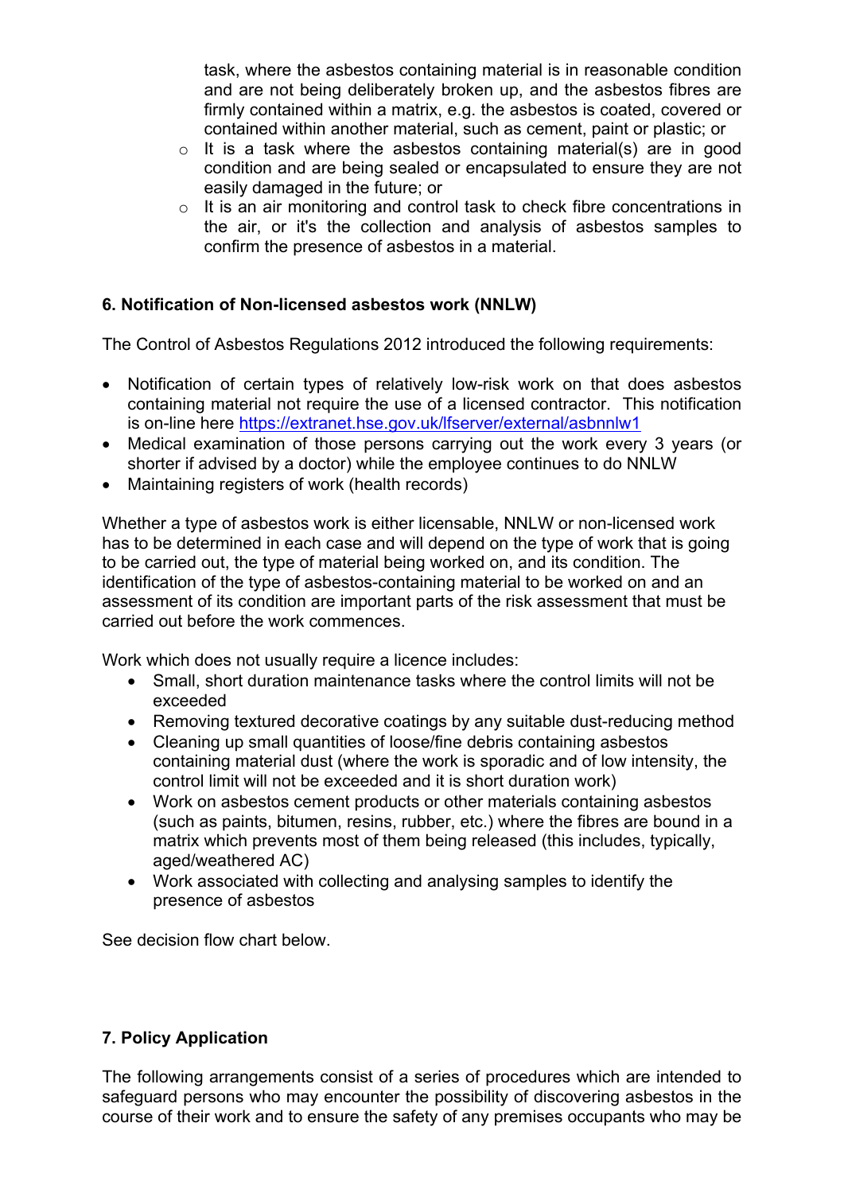task, where the asbestos containing material is in reasonable condition and are not being deliberately broken up, and the asbestos fibres are firmly contained within a matrix, e.g. the asbestos is coated, covered or contained within another material, such as cement, paint or plastic; or

- It is a task where the asbestos containing material(s) are in good condition and are being sealed or encapsulated to ensure they are not easily damaged in the future; or
- It is an air monitoring and control task to check fibre concentrations in the air, or it's the collection and analysis of asbestos samples to confirm the presence of asbestos in a material.

**6. Notification of Non-licensed asbestos work (NNLW)**

The Control of Asbestos Regulations 2012 introduced the following requirements:

- Notification of certain types of relatively low-risk work on that does asbestos containing material not require the use of a licensed contractor. This notification is on-line here https://extranet.hse.gov.uk/lfserver/external/asbnnlw1
- Medical examination of those persons carrying out the work every 3 years (or shorter if advised by a doctor) while the employee continues to do NNLW
- Maintaining registers of work (health records)

Whether a type of asbestos work is either licensable, NNLW or non-licensed work has to be determined in each case and will depend on the type of work that is going to be carried out, the type of material being worked on, and its condition. The identification of the type of asbestos-containing material to be worked on and an assessment of its condition are important parts of the risk assessment that must be carried out before the work commences.

Work which does not usually require a licence includes:

- Small, short duration maintenance tasks where the control limits will not be exceeded
- Removing textured decorative coatings by any suitable dust-reducing method
- Cleaning up small quantities of loose/fine debris containing asbestos containing material dust (where the work is sporadic and of low intensity, the control limit will not be exceeded and it is short duration work)
- Work on asbestos cement products or other materials containing asbestos (such as paints, bitumen, resins, rubber, etc.) where the fibres are bound in a matrix which prevents most of them being released (this includes, typically, aged/weathered AC)
- Work associated with collecting and analysing samples to identify the presence of asbestos

See decision flow chart below.

**7. Policy Application**

The following arrangements consist of a series of procedures which are intended to safeguard persons who may encounter the possibility of discovering asbestos in the course of their work and to ensure the safety of any premises occupants who may be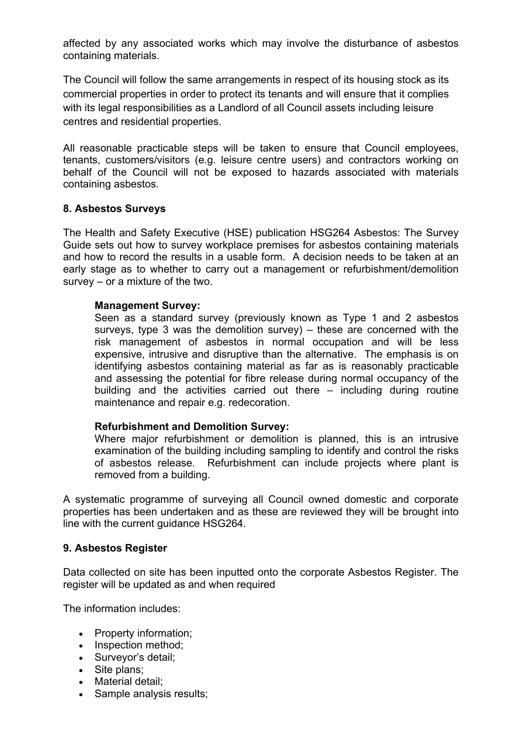affected by any associated works which may involve the disturbance of asbestos containing materials.

The Council will follow the same arrangements in respect of its housing stock as its commercial properties in order to protect its tenants and will ensure that it complies with its legal responsibilities as a Landlord of all Council assets including leisure centres and residential properties.

All reasonable practicable steps will be taken to ensure that Council employees, tenants, customers/visitors (e.g. leisure centre users) and contractors working on behalf of the Council will not be exposed to hazards associated with materials containing asbestos.

## 8. Asbestos Surveys

The Health and Safety Executive (HSE) publication HSG264 Asbestos: The Survey Guide sets out how to survey workplace premises for asbestos containing materials and how to record the results in a usable form. A decision needs to be taken at an early stage as to whether to carry out a management or refurbishment/demolition survey – or a mixture of the two.

**Management Survey:**
Seen as a standard survey (previously known as Type 1 and 2 asbestos surveys, type 3 was the demolition survey) – these are concerned with the risk management of asbestos in normal occupation and will be less expensive, intrusive and disruptive than the alternative. The emphasis is on identifying asbestos containing material as far as is reasonably practicable and assessing the potential for fibre release during normal occupancy of the building and the activities carried out there – including during routine maintenance and repair e.g. redecoration.

**Refurbishment and Demolition Survey:**
Where major refurbishment or demolition is planned, this is an intrusive examination of the building including sampling to identify and control the risks of asbestos release. Refurbishment can include projects where plant is removed from a building.

A systematic programme of surveying all Council owned domestic and corporate properties has been undertaken and as these are reviewed they will be brought into line with the current guidance HSG264.

## 9. Asbestos Register

Data collected on site has been inputted onto the corporate Asbestos Register. The register will be updated as and when required

The information includes:

- Property information;
- Inspection method;
- Surveyor's detail;
- Site plans;
- Material detail;
- Sample analysis results;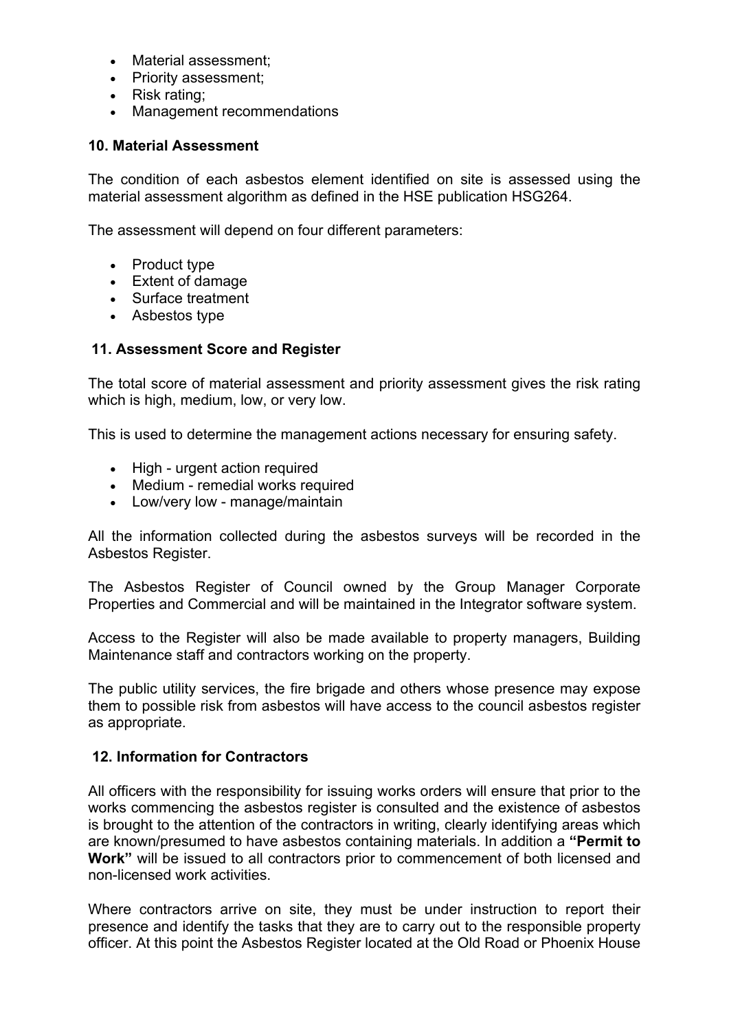- Material assessment;
- Priority assessment;
- Risk rating;
- Management recommendations

### 10. Material Assessment

The condition of each asbestos element identified on site is assessed using the material assessment algorithm as defined in the HSE publication HSG264.

The assessment will depend on four different parameters:

- Product type
- Extent of damage
- Surface treatment
- Asbestos type

### 11. Assessment Score and Register

The total score of material assessment and priority assessment gives the risk rating which is high, medium, low, or very low.

This is used to determine the management actions necessary for ensuring safety.

- High - urgent action required
- Medium - remedial works required
- Low/very low - manage/maintain

All the information collected during the asbestos surveys will be recorded in the Asbestos Register.

The Asbestos Register of Council owned by the Group Manager Corporate Properties and Commercial and will be maintained in the Integrator software system.

Access to the Register will also be made available to property managers, Building Maintenance staff and contractors working on the property.

The public utility services, the fire brigade and others whose presence may expose them to possible risk from asbestos will have access to the council asbestos register as appropriate.

### 12. Information for Contractors

All officers with the responsibility for issuing works orders will ensure that prior to the works commencing the asbestos register is consulted and the existence of asbestos is brought to the attention of the contractors in writing, clearly identifying areas which are known/presumed to have asbestos containing materials. In addition a **"Permit to Work"** will be issued to all contractors prior to commencement of both licensed and non-licensed work activities.

Where contractors arrive on site, they must be under instruction to report their presence and identify the tasks that they are to carry out to the responsible property officer. At this point the Asbestos Register located at the Old Road or Phoenix House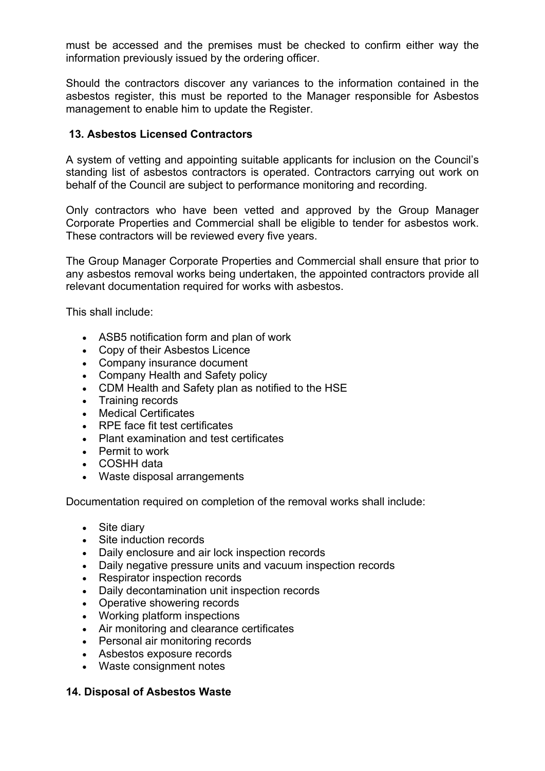must be accessed and the premises must be checked to confirm either way the information previously issued by the ordering officer.

Should the contractors discover any variances to the information contained in the asbestos register, this must be reported to the Manager responsible for Asbestos management to enable him to update the Register.

## 13. Asbestos Licensed Contractors

A system of vetting and appointing suitable applicants for inclusion on the Council's standing list of asbestos contractors is operated. Contractors carrying out work on behalf of the Council are subject to performance monitoring and recording.

Only contractors who have been vetted and approved by the Group Manager Corporate Properties and Commercial shall be eligible to tender for asbestos work. These contractors will be reviewed every five years.

The Group Manager Corporate Properties and Commercial shall ensure that prior to any asbestos removal works being undertaken, the appointed contractors provide all relevant documentation required for works with asbestos.

This shall include:

- ASB5 notification form and plan of work
- Copy of their Asbestos Licence
- Company insurance document
- Company Health and Safety policy
- CDM Health and Safety plan as notified to the HSE
- Training records
- Medical Certificates
- RPE face fit test certificates
- Plant examination and test certificates
- Permit to work
- COSHH data
- Waste disposal arrangements

Documentation required on completion of the removal works shall include:

- Site diary
- Site induction records
- Daily enclosure and air lock inspection records
- Daily negative pressure units and vacuum inspection records
- Respirator inspection records
- Daily decontamination unit inspection records
- Operative showering records
- Working platform inspections
- Air monitoring and clearance certificates
- Personal air monitoring records
- Asbestos exposure records
- Waste consignment notes

## 14. Disposal of Asbestos Waste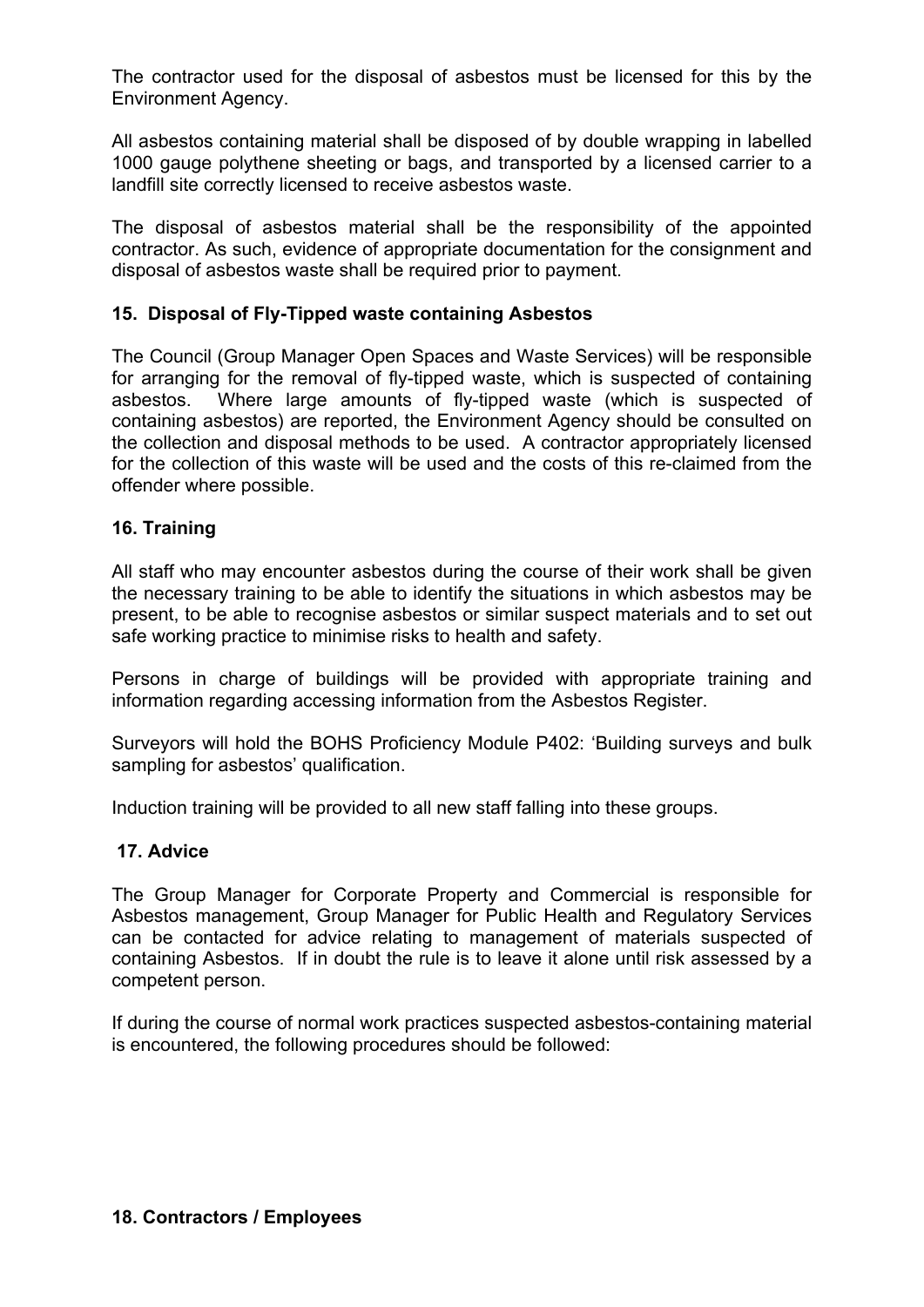The contractor used for the disposal of asbestos must be licensed for this by the Environment Agency.

All asbestos containing material shall be disposed of by double wrapping in labelled 1000 gauge polythene sheeting or bags, and transported by a licensed carrier to a landfill site correctly licensed to receive asbestos waste.

The disposal of asbestos material shall be the responsibility of the appointed contractor. As such, evidence of appropriate documentation for the consignment and disposal of asbestos waste shall be required prior to payment.

## 15. Disposal of Fly-Tipped waste containing Asbestos

The Council (Group Manager Open Spaces and Waste Services) will be responsible for arranging for the removal of fly-tipped waste, which is suspected of containing asbestos. Where large amounts of fly-tipped waste (which is suspected of containing asbestos) are reported, the Environment Agency should be consulted on the collection and disposal methods to be used. A contractor appropriately licensed for the collection of this waste will be used and the costs of this re-claimed from the offender where possible.

## 16. Training

All staff who may encounter asbestos during the course of their work shall be given the necessary training to be able to identify the situations in which asbestos may be present, to be able to recognise asbestos or similar suspect materials and to set out safe working practice to minimise risks to health and safety.

Persons in charge of buildings will be provided with appropriate training and information regarding accessing information from the Asbestos Register.

Surveyors will hold the BOHS Proficiency Module P402: 'Building surveys and bulk sampling for asbestos' qualification.

Induction training will be provided to all new staff falling into these groups.

## 17. Advice

The Group Manager for Corporate Property and Commercial is responsible for Asbestos management, Group Manager for Public Health and Regulatory Services can be contacted for advice relating to management of materials suspected of containing Asbestos. If in doubt the rule is to leave it alone until risk assessed by a competent person.

If during the course of normal work practices suspected asbestos-containing material is encountered, the following procedures should be followed:

## 18. Contractors / Employees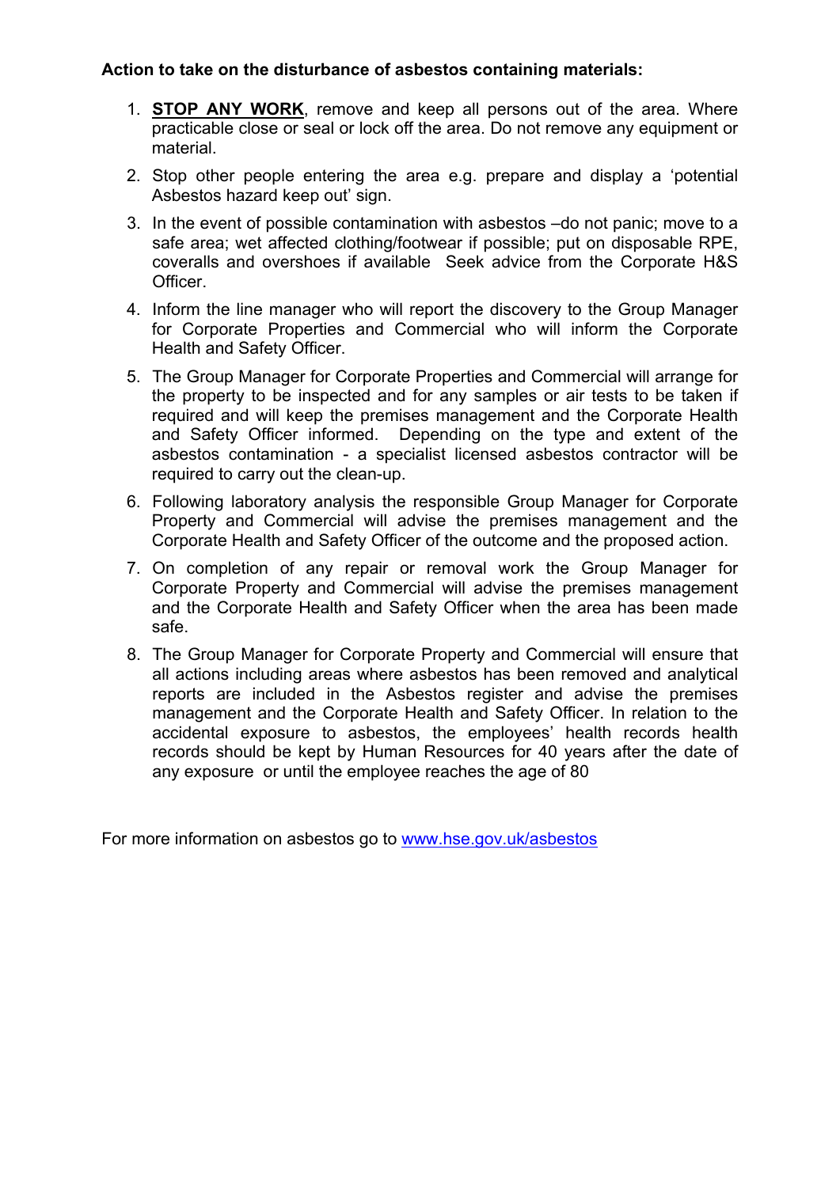**Action to take on the disturbance of asbestos containing materials:**

1. **<u>STOP ANY WORK</u>**, remove and keep all persons out of the area. Where practicable close or seal or lock off the area. Do not remove any equipment or material.
2. Stop other people entering the area e.g. prepare and display a 'potential Asbestos hazard keep out' sign.
3. In the event of possible contamination with asbestos –do not panic; move to a safe area; wet affected clothing/footwear if possible; put on disposable RPE, coveralls and overshoes if available Seek advice from the Corporate H&S Officer.
4. Inform the line manager who will report the discovery to the Group Manager for Corporate Properties and Commercial who will inform the Corporate Health and Safety Officer.
5. The Group Manager for Corporate Properties and Commercial will arrange for the property to be inspected and for any samples or air tests to be taken if required and will keep the premises management and the Corporate Health and Safety Officer informed. Depending on the type and extent of the asbestos contamination - a specialist licensed asbestos contractor will be required to carry out the clean-up.
6. Following laboratory analysis the responsible Group Manager for Corporate Property and Commercial will advise the premises management and the Corporate Health and Safety Officer of the outcome and the proposed action.
7. On completion of any repair or removal work the Group Manager for Corporate Property and Commercial will advise the premises management and the Corporate Health and Safety Officer when the area has been made safe.
8. The Group Manager for Corporate Property and Commercial will ensure that all actions including areas where asbestos has been removed and analytical reports are included in the Asbestos register and advise the premises management and the Corporate Health and Safety Officer. In relation to the accidental exposure to asbestos, the employees' health records health records should be kept by Human Resources for 40 years after the date of any exposure or until the employee reaches the age of 80

For more information on asbestos go to [www.hse.gov.uk/asbestos](www.hse.gov.uk/asbestos)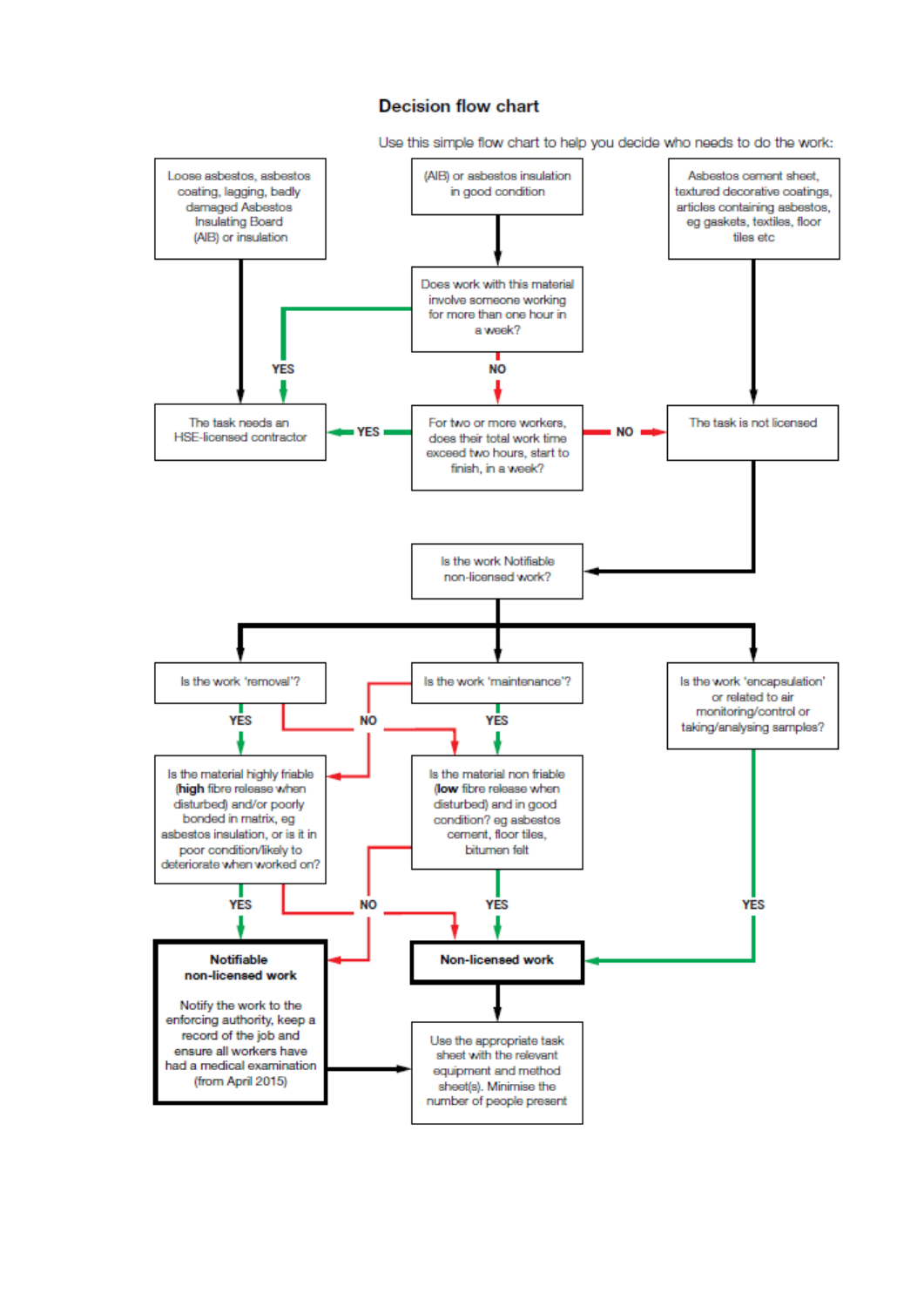## Decision flow chart

Use this simple flow chart to help you decide who needs to do the work:

Loose asbestos, asbestos coating, lagging, badly damaged Asbestos Insulating Board (AIB) or insulation

(AIB) or asbestos insulation in good condition

Asbestos cement sheet, textured decorative coatings, articles containing asbestos, eg gaskets, textiles, floor tiles etc

Does work with this material involve someone working for more than one hour in a week?

YES

NO

The task needs an HSE-licensed contractor

YES

For two or more workers, does their total work time exceed two hours, start to finish, in a week?

NO

The task is not licensed

Is the work Notifiable non-licensed work?

Is the work 'removal'?

Is the work 'maintenance'?

Is the work 'encapsulation' or related to air monitoring/control or taking/analysing samples?

YES

NO

YES

Is the material highly friable (**high** fibre release when disturbed) and/or poorly bonded in matrix, eg asbestos insulation, or is it in poor condition/likely to deteriorate when worked on?

Is the material non friable (**low** fibre release when disturbed) and in good condition? eg asbestos cement, floor tiles, bitumen felt

YES

NO

YES

YES

**Notifiable non-licensed work**

Notify the work to the enforcing authority, keep a record of the job and ensure all workers have had a medical examination (from April 2015)

**Non-licensed work**

Use the appropriate task sheet with the relevant equipment and method sheet(s). Minimise the number of people present